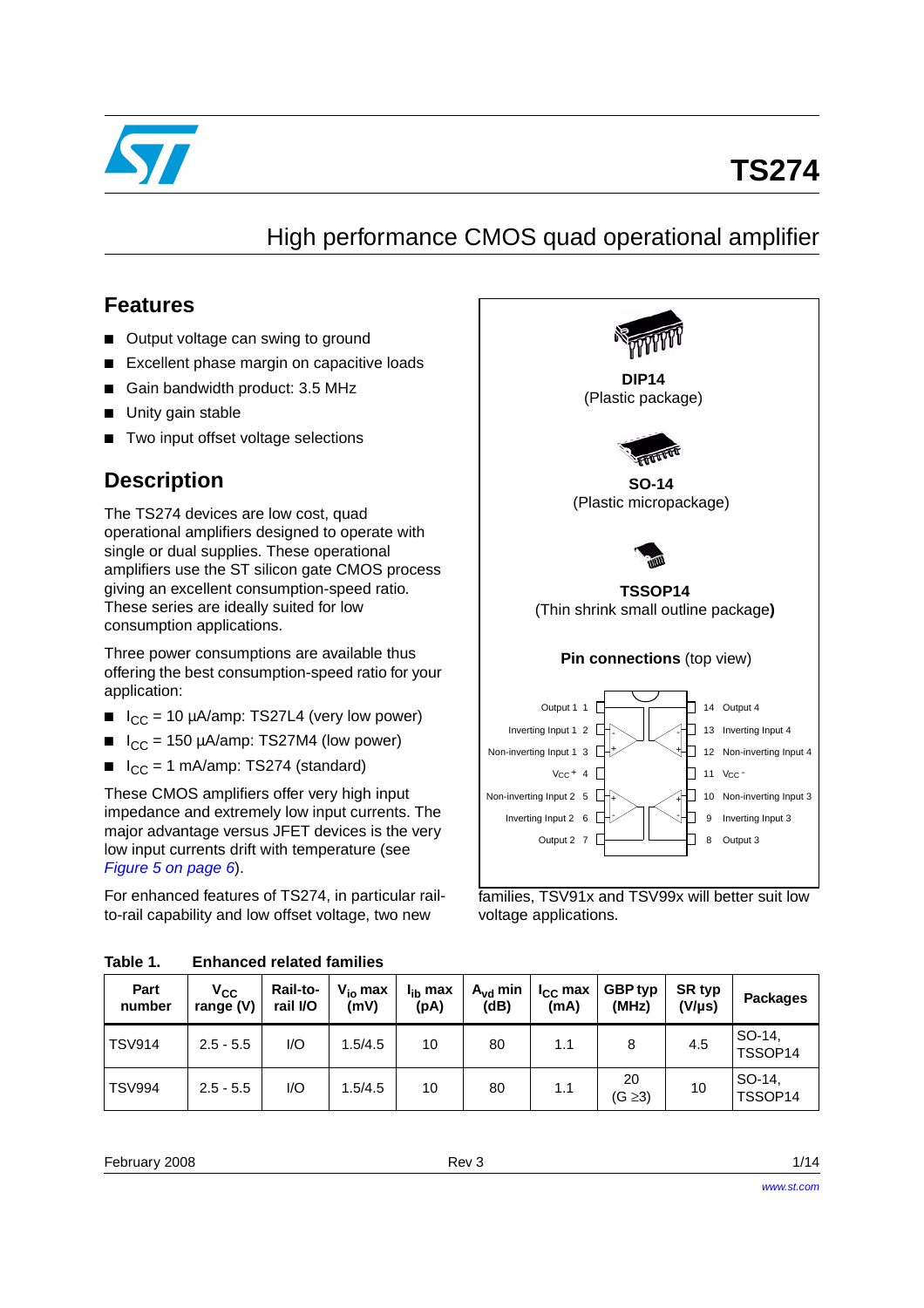# TS274

## High performance CMOS quad operational amplifier

## Features

- Output voltage can swing to ground
- Excellent phase margin on capacitive loads
- Gain bandwidth product: 3.5 MHz
- Unity gain stable
- Two input offset voltage selections

## Description

The TS274 devices are low cost, quad operational amplifiers designed to operate with single or dual supplies. These operational amplifiers use the ST silicon gate CMOS process giving an excellent consumption-speed ratio. These series are ideally suited for low consumption applications.

Three power consumptions are available thus offering the best consumption-speed ratio for your application:

- $I_{CC}$ = 10 µA/amp: TS27L4 (very low power)
- $I_{CC}$ = 150 µA/amp: TS27M4 (low power)
- $I_{CC}$ = 1 mA/amp: TS274 (standard)

These CMOS amplifiers offer very high input impedance and extremely low input currents. The major advantage versus JFET devices is the very low input currents drift with temperature (see *Figure 5 on page 6*).

For enhanced features of TS274, in particular rail-to-rail capability and low offset voltage, two new families, TSV91x and TSV99x will better suit low voltage applications.

**DIP14**
(Plastic package)

**SO-14**
(Plastic micropackage)

**TSSOP14**
(Thin shrink small outline package**)**

**Pin connections** (top view)

| Pin | Function | Pin | Function |
|---|---|---|---|
| 1 | Output 1 | 14 | Output 4 |
| 2 | Inverting Input 1 | 13 | Inverting Input 4 |
| 3 | Non-inverting Input 1 | 12 | Non-inverting Input 4 |
| 4 | $V_{CC}^{+}$ | 11 | $V_{CC}^{-}$ |
| 5 | Non-inverting Input 2 | 10 | Non-inverting Input 3 |
| 6 | Inverting Input 2 | 9 | Inverting Input 3 |
| 7 | Output 2 | 8 | Output 3 |

**Table 1. Enhanced related families**

| Part number | $V_{CC}$ range (V) | Rail-to-rail I/O | $V_{io}$ max (mV) | $I_{ib}$ max (pA) | $A_{vd}$ min (dB) | $I_{CC}$ max (mA) | GBP typ (MHz) | SR typ (V/µs) | Packages |
|---|---|---|---|---|---|---|---|---|---|
| TSV914 | 2.5 - 5.5 | I/O | 1.5/4.5 | 10 | 80 | 1.1 | 8 | 4.5 | SO-14, TSSOP14 |
| TSV994 | 2.5 - 5.5 | I/O | 1.5/4.5 | 10 | 80 | 1.1 | 20 (G ≥3) | 10 | SO-14, TSSOP14 |

February 2008 Rev 3

www.st.com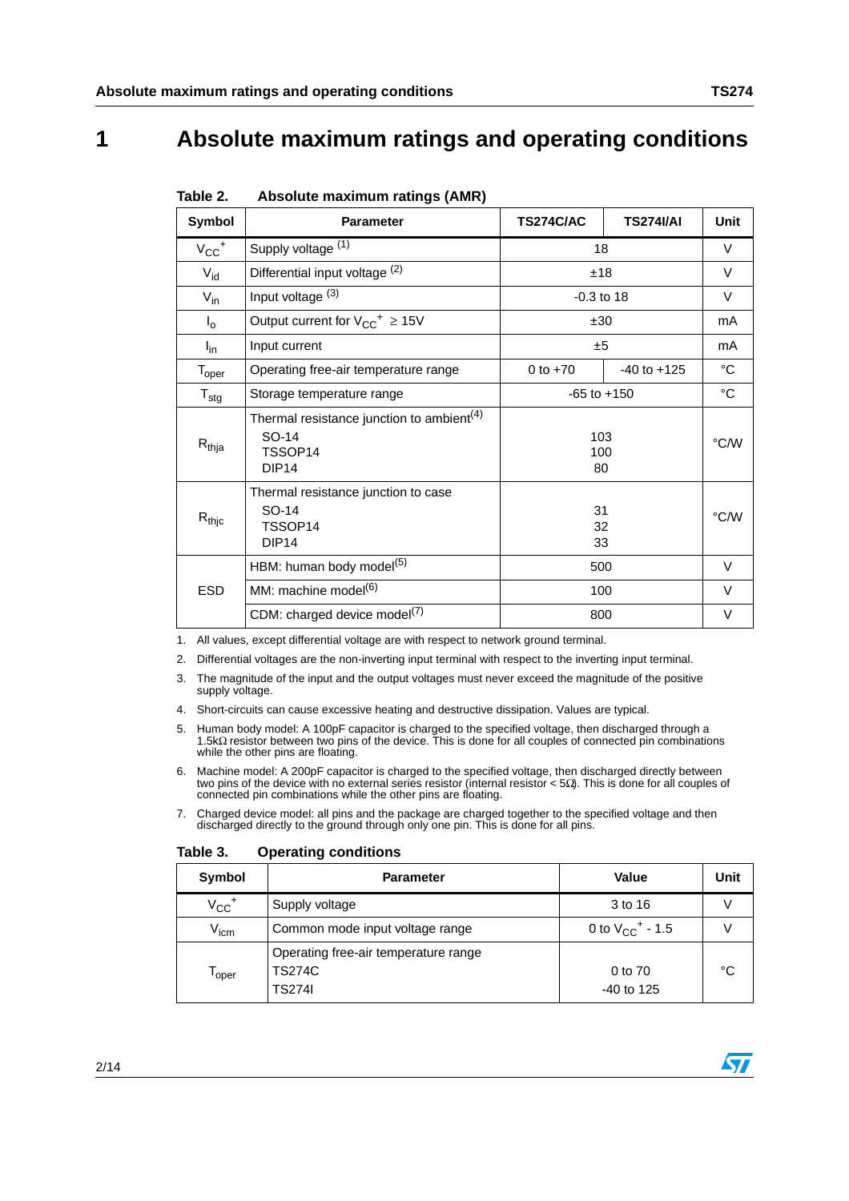# 1 Absolute maximum ratings and operating conditions

**Table 2. Absolute maximum ratings (AMR)**

| Symbol | Parameter | TS274C/AC | TS274I/AI | Unit |
|---|---|---|---|---|
| $V_{CC}^+$ | Supply voltage (1) | 18 | | V |
| $V_{id}$ | Differential input voltage (2) | ±18 | | V |
| $V_{in}$ | Input voltage (3) | -0.3 to 18 | | V |
| $I_o$ | Output current for $V_{CC}^+ \geq 15V$ | ±30 | | mA |
| $I_{in}$ | Input current | ±5 | | mA |
| $T_{oper}$ | Operating free-air temperature range | 0 to +70 | -40 to +125 | °C |
| $T_{stg}$ | Storage temperature range | -65 to +150 | | °C |
| $R_{thja}$ | Thermal resistance junction to ambient(4)<br>SO-14<br>TSSOP14<br>DIP14 | <br>103<br>100<br>80 | | °C/W |
| $R_{thjc}$ | Thermal resistance junction to case<br>SO-14<br>TSSOP14<br>DIP14 | <br>31<br>32<br>33 | | °C/W |
| ESD | HBM: human body model(5) | 500 | | V |
| | MM: machine model(6) | 100 | | V |
| | CDM: charged device model(7) | 800 | | V |

1. All values, except differential voltage are with respect to network ground terminal.
2. Differential voltages are the non-inverting input terminal with respect to the inverting input terminal.
3. The magnitude of the input and the output voltages must never exceed the magnitude of the positive supply voltage.
4. Short-circuits can cause excessive heating and destructive dissipation. Values are typical.
5. Human body model: A 100pF capacitor is charged to the specified voltage, then discharged through a 1.5kΩ resistor between two pins of the device. This is done for all couples of connected pin combinations while the other pins are floating.
6. Machine model: A 200pF capacitor is charged to the specified voltage, then discharged directly between two pins of the device with no external series resistor (internal resistor < 5Ω). This is done for all couples of connected pin combinations while the other pins are floating.
7. Charged device model: all pins and the package are charged together to the specified voltage and then discharged directly to the ground through only one pin. This is done for all pins.

**Table 3. Operating conditions**

| Symbol | Parameter | Value | Unit |
|---|---|---|---|
| $V_{CC}^+$ | Supply voltage | 3 to 16 | V |
| $V_{icm}$ | Common mode input voltage range | 0 to $V_{CC}^+$ - 1.5 | V |
| $T_{oper}$ | Operating free-air temperature range<br>TS274C<br>TS274I | <br>0 to 70<br>-40 to 125 | °C |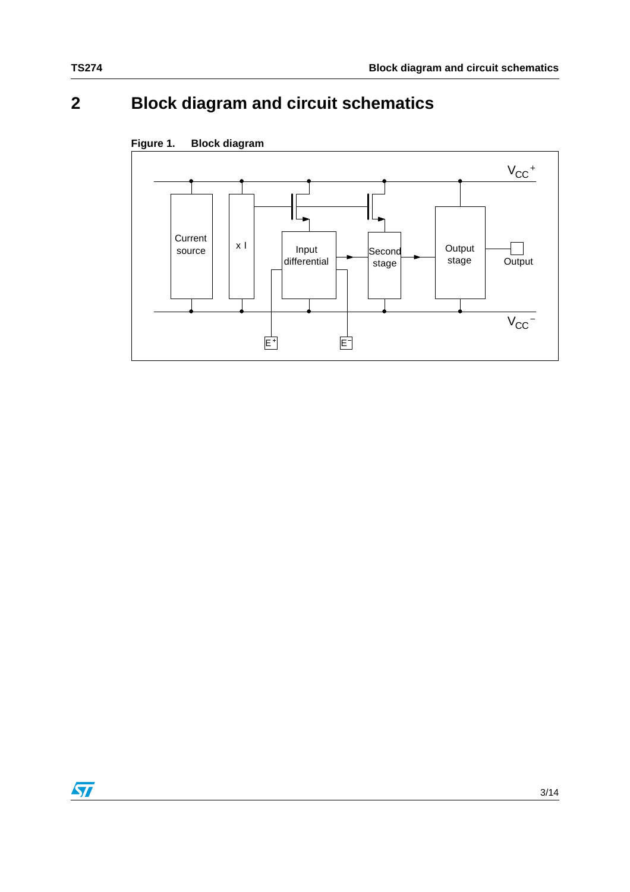# 2 Block diagram and circuit schematics

**Figure 1. Block diagram**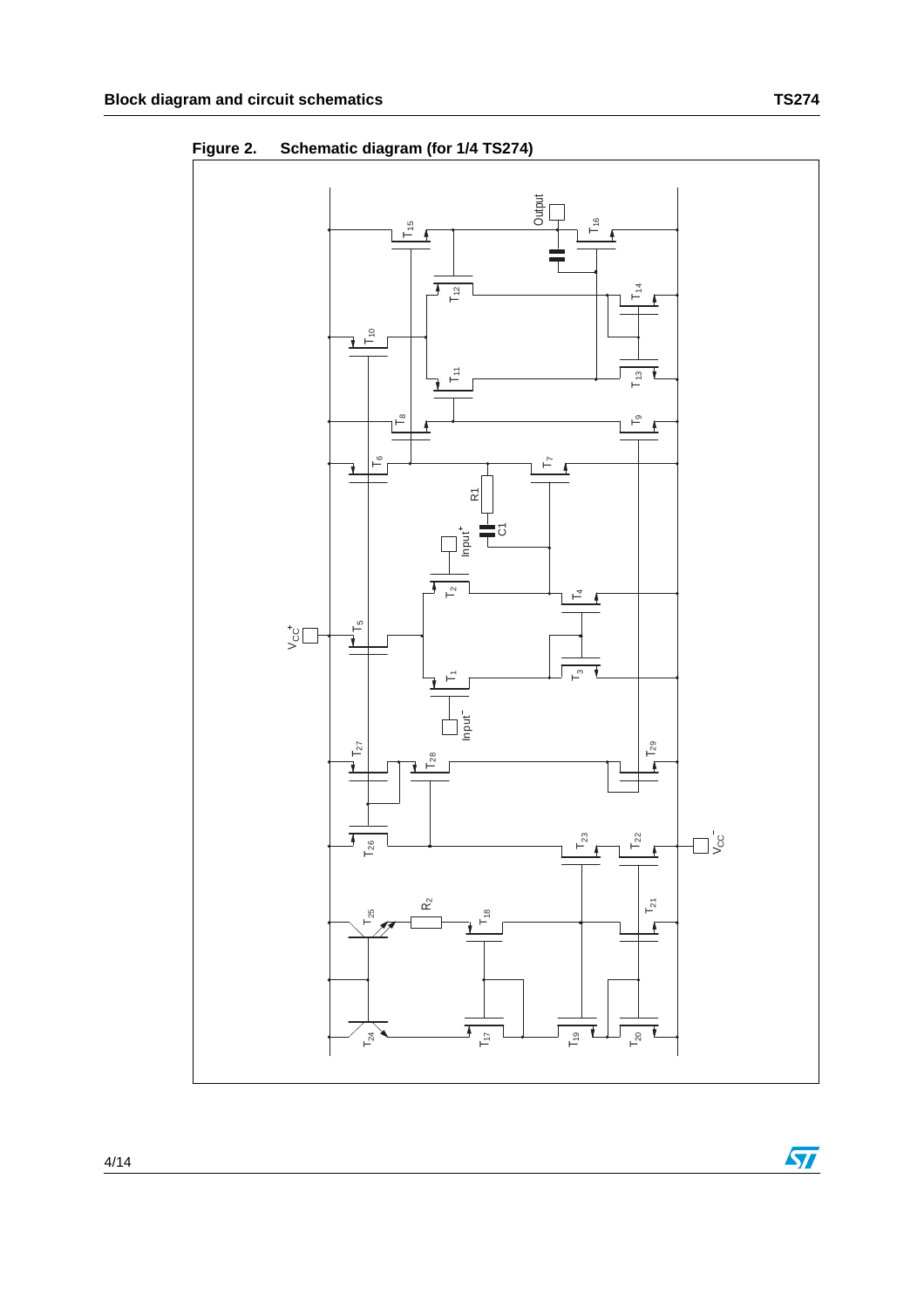**Figure 2. Schematic diagram (for 1/4 TS274)**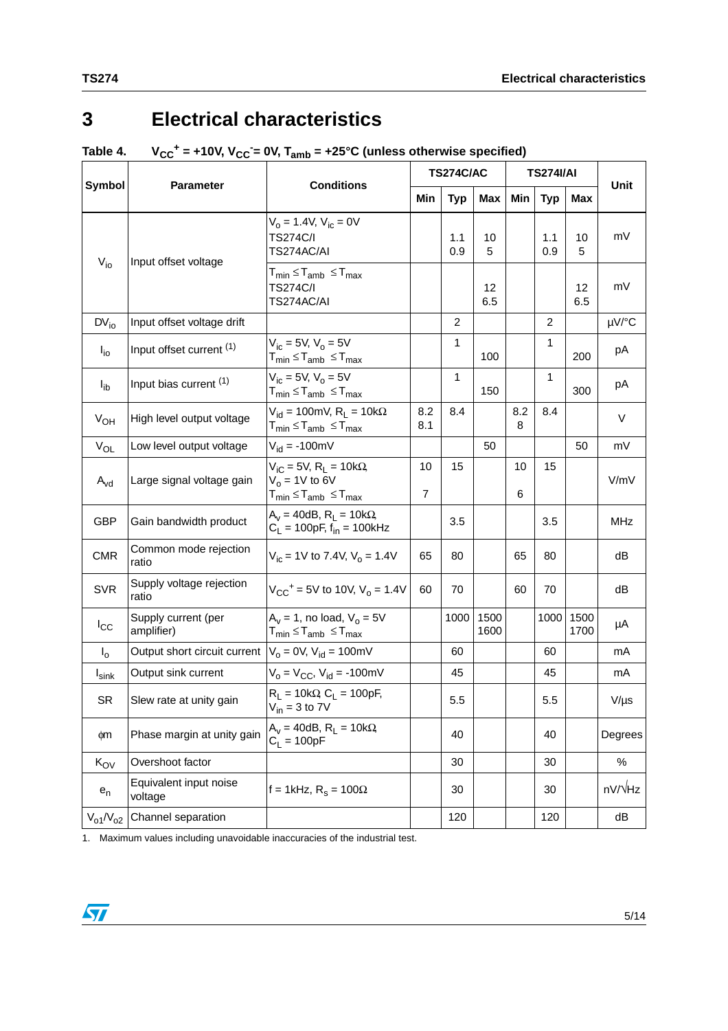# 3 Electrical characteristics

**Table 4. $V_{CC}^+ = +10V$, $V_{CC}^- = 0V$, $T_{amb} = +25°C$ (unless otherwise specified)**

| Symbol | Parameter | Conditions | TS274C/AC | | | TS274I/AI | | | Unit |
|---|---|---|---|---|---|---|---|---|---|
| | | | Min | Typ | Max | Min | Typ | Max | |
| $V_{io}$ | Input offset voltage | $V_o = 1.4V$, $V_{ic} = 0V$<br>TS274C/I<br>TS274AC/AI | | 1.1<br>0.9 | 10<br>5 | | 1.1<br>0.9 | 10<br>5 | mV |
| | | $T_{min} \leq T_{amb} \leq T_{max}$<br>TS274C/I<br>TS274AC/AI | | | 12<br>6.5 | | | 12<br>6.5 | mV |
| $DV_{io}$ | Input offset voltage drift | | | 2 | | | 2 | | µV/°C |
| $I_{io}$ | Input offset current (1) | $V_{ic} = 5V$, $V_o = 5V$<br>$T_{min} \leq T_{amb} \leq T_{max}$ | | 1 | 100 | | 1 | 200 | pA |
| $I_{ib}$ | Input bias current (1) | $V_{ic} = 5V$, $V_o = 5V$<br>$T_{min} \leq T_{amb} \leq T_{max}$ | | 1 | 150 | | 1 | 300 | pA |
| $V_{OH}$ | High level output voltage | $V_{id} = 100mV$, $R_L = 10k\Omega$<br>$T_{min} \leq T_{amb} \leq T_{max}$ | 8.2<br>8.1 | 8.4 | | 8.2<br>8 | 8.4 | | V |
| $V_{OL}$ | Low level output voltage | $V_{id} = -100mV$ | | | 50 | | | 50 | mV |
| $A_{vd}$ | Large signal voltage gain | $V_{iC} = 5V$, $R_L = 10k\Omega$,<br>$V_o = 1V$ to $6V$<br>$T_{min} \leq T_{amb} \leq T_{max}$ | 10<br><br>7 | 15 | | 10<br><br>6 | 15 | | V/mV |
| GBP | Gain bandwidth product | $A_v = 40dB$, $R_L = 10k\Omega$,<br>$C_L = 100pF$, $f_{in} = 100kHz$ | | 3.5 | | | 3.5 | | MHz |
| CMR | Common mode rejection ratio | $V_{ic} = 1V$ to $7.4V$, $V_o = 1.4V$ | 65 | 80 | | 65 | 80 | | dB |
| SVR | Supply voltage rejection ratio | $V_{CC}^+ = 5V$ to $10V$, $V_o = 1.4V$ | 60 | 70 | | 60 | 70 | | dB |
| $I_{CC}$ | Supply current (per amplifier) | $A_v = 1$, no load, $V_o = 5V$<br>$T_{min} \leq T_{amb} \leq T_{max}$ | | 1000 | 1500<br>1600 | | 1000 | 1500<br>1700 | µA |
| $I_o$ | Output short circuit current | $V_o = 0V$, $V_{id} = 100mV$ | | 60 | | | 60 | | mA |
| $I_{sink}$ | Output sink current | $V_o = V_{CC}$, $V_{id} = -100mV$ | | 45 | | | 45 | | mA |
| SR | Slew rate at unity gain | $R_L = 10k\Omega$, $C_L = 100pF$,<br>$V_{in} = 3$ to $7V$ | | 5.5 | | | 5.5 | | V/µs |
| $\phi m$ | Phase margin at unity gain | $A_v = 40dB$, $R_L = 10k\Omega$,<br>$C_L = 100pF$ | | 40 | | | 40 | | Degrees |
| $K_{OV}$ | Overshoot factor | | | 30 | | | 30 | | % |
| $e_n$ | Equivalent input noise voltage | $f = 1kHz$, $R_s = 100\Omega$ | | 30 | | | 30 | | $nV/\sqrt{Hz}$ |
| $V_{o1}/V_{o2}$ | Channel separation | | | 120 | | | 120 | | dB |

1. Maximum values including unavoidable inaccuracies of the industrial test.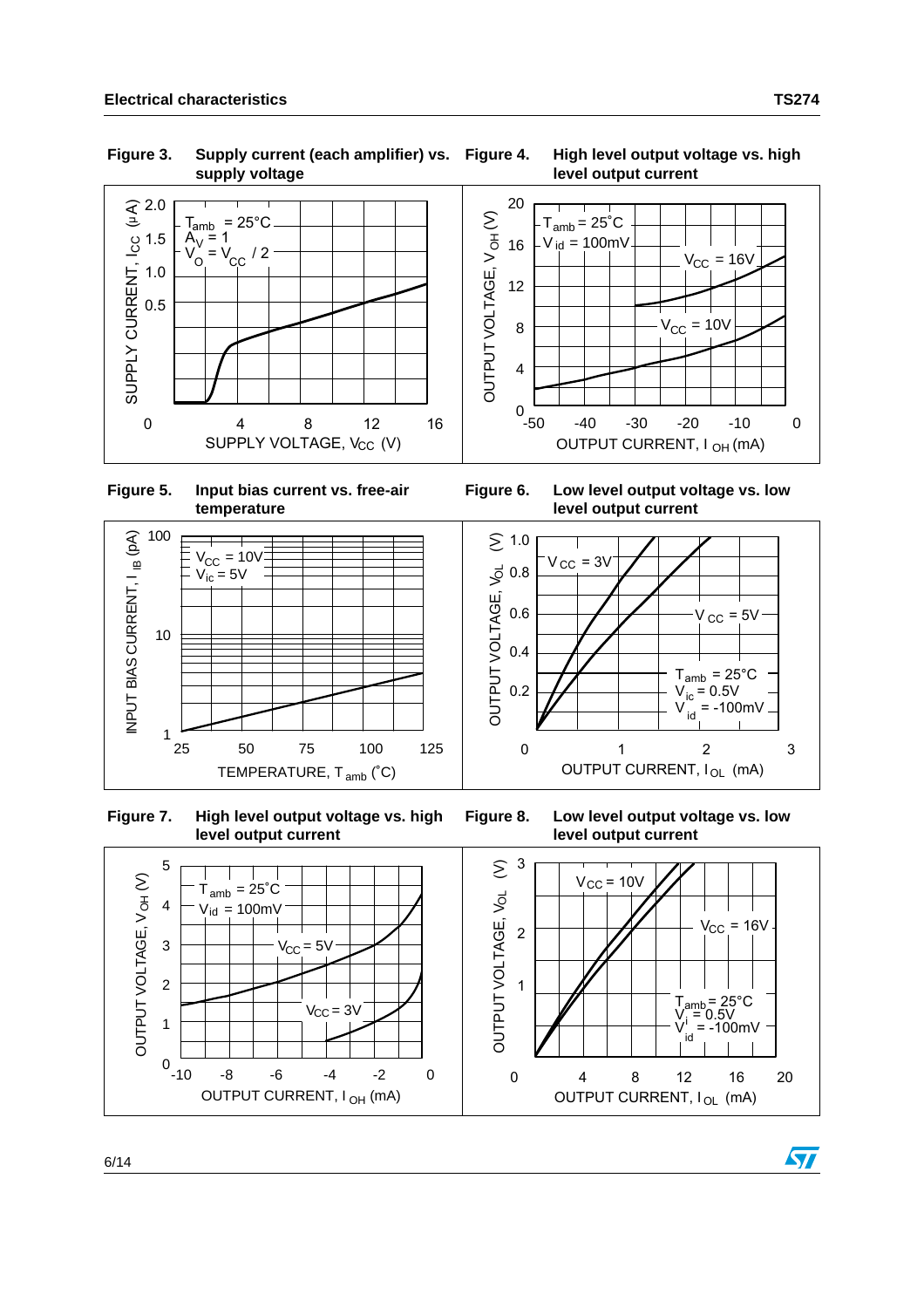**Figure 3. Supply current (each amplifier) vs. supply voltage**

**Figure 4. High level output voltage vs. high level output current**

**Figure 5. Input bias current vs. free-air temperature**

**Figure 6. Low level output voltage vs. low level output current**

**Figure 7. High level output voltage vs. high level output current**

**Figure 8. Low level output voltage vs. low level output current**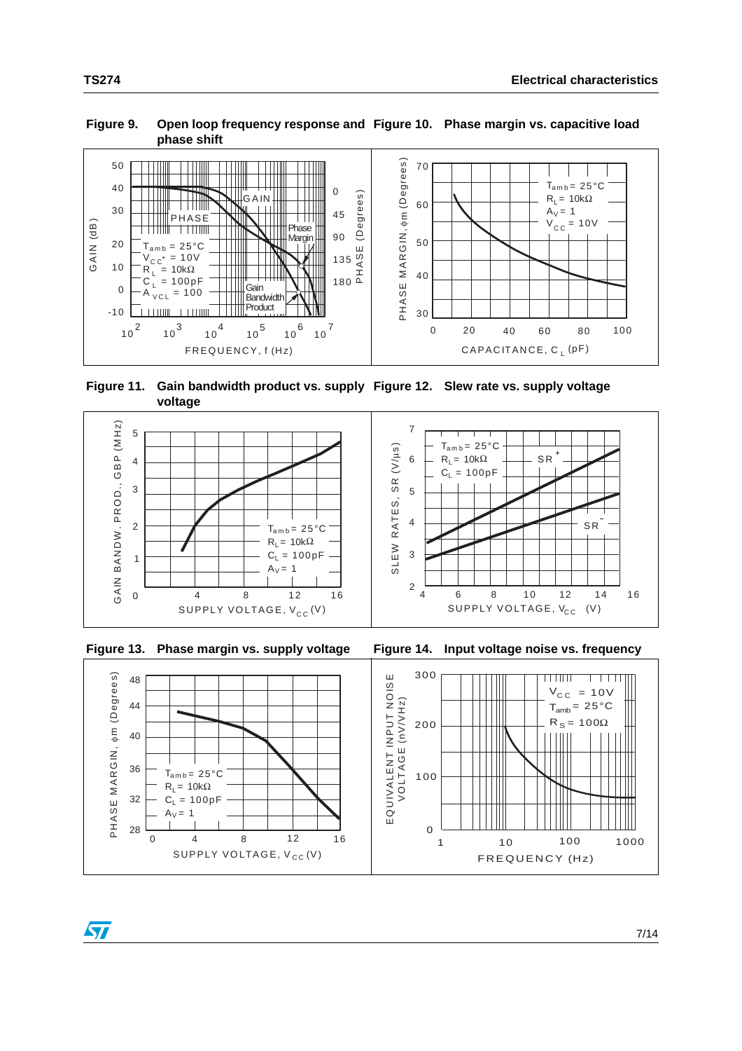Figure 9. Open loop frequency response and phase shift

Figure 10. Phase margin vs. capacitive load

Figure 11. Gain bandwidth product vs. supply voltage

Figure 12. Slew rate vs. supply voltage

Figure 13. Phase margin vs. supply voltage

Figure 14. Input voltage noise vs. frequency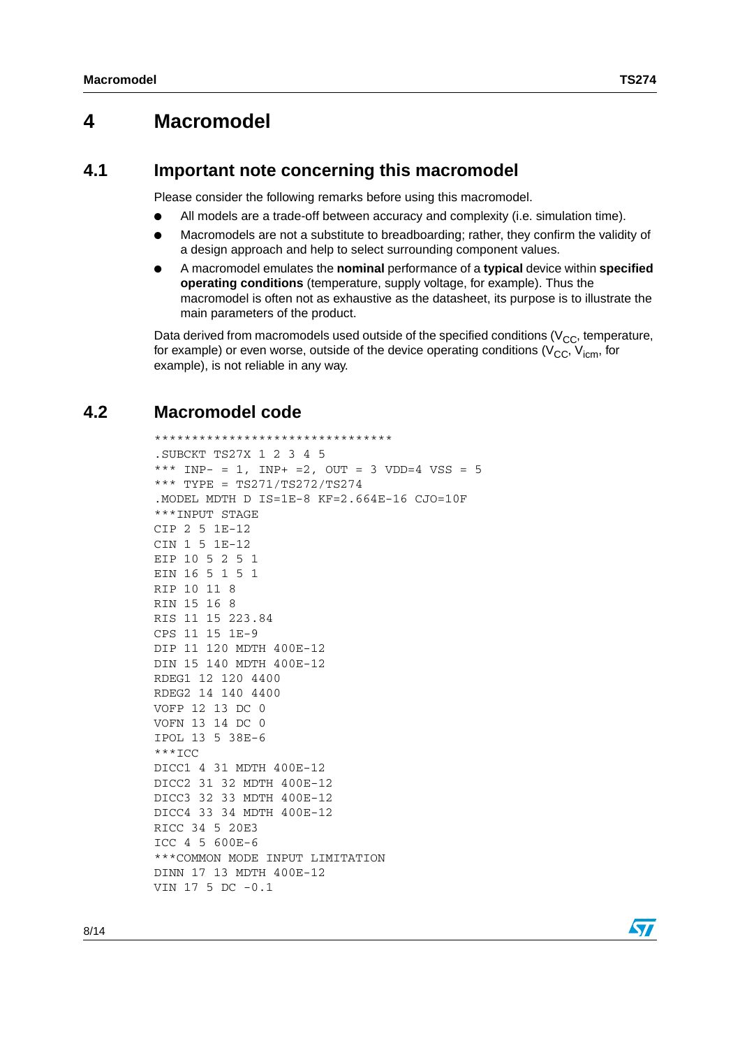# 4 Macromodel

## 4.1 Important note concerning this macromodel

Please consider the following remarks before using this macromodel.

- All models are a trade-off between accuracy and complexity (i.e. simulation time).
- Macromodels are not a substitute to breadboarding; rather, they confirm the validity of a design approach and help to select surrounding component values.
- A macromodel emulates the **nominal** performance of a **typical** device within **specified operating conditions** (temperature, supply voltage, for example). Thus the macromodel is often not as exhaustive as the datasheet, its purpose is to illustrate the main parameters of the product.

Data derived from macromodels used outside of the specified conditions ($V_{CC}$, temperature, for example) or even worse, outside of the device operating conditions ($V_{CC}$, $V_{icm}$, for example), is not reliable in any way.

## 4.2 Macromodel code

```
********************************
.SUBCKT TS27X 1 2 3 4 5
*** INP- = 1, INP+ =2, OUT = 3 VDD=4 VSS = 5
*** TYPE = TS271/TS272/TS274
.MODEL MDTH D IS=1E-8 KF=2.664E-16 CJO=10F
***INPUT STAGE
CIP 2 5 1E-12
CIN 1 5 1E-12
EIP 10 5 2 5 1
EIN 16 5 1 5 1
RIP 10 11 8
RIN 15 16 8
RIS 11 15 223.84
CPS 11 15 1E-9
DIP 11 120 MDTH 400E-12
DIN 15 140 MDTH 400E-12
RDEG1 12 120 4400
RDEG2 14 140 4400
VOFP 12 13 DC 0
VOFN 13 14 DC 0
IPOL 13 5 38E-6
***ICC
DICC1 4 31 MDTH 400E-12
DICC2 31 32 MDTH 400E-12
DICC3 32 33 MDTH 400E-12
DICC4 33 34 MDTH 400E-12
RICC 34 5 20E3
ICC 4 5 600E-6
***COMMON MODE INPUT LIMITATION
DINN 17 13 MDTH 400E-12
VIN 17 5 DC -0.1
```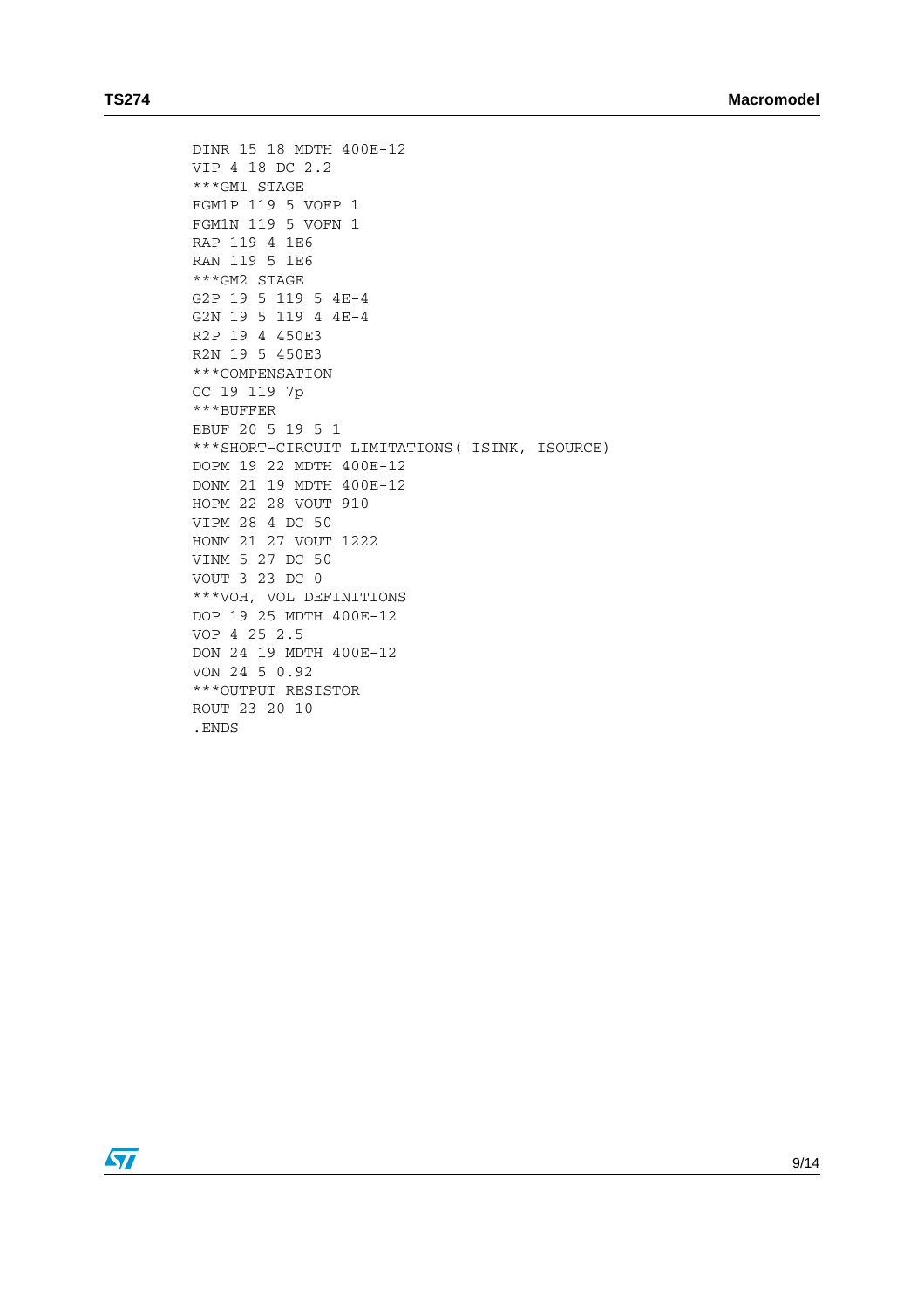```
DINR 15 18 MDTH 400E-12
VIP 4 18 DC 2.2
***GM1 STAGE
FGM1P 119 5 VOFP 1
FGM1N 119 5 VOFN 1
RAP 119 4 1E6
RAN 119 5 1E6
***GM2 STAGE
G2P 19 5 119 5 4E-4
G2N 19 5 119 4 4E-4
R2P 19 4 450E3
R2N 19 5 450E3
***COMPENSATION
CC 19 119 7p
***BUFFER
EBUF 20 5 19 5 1
***SHORT-CIRCUIT LIMITATIONS( ISINK, ISOURCE)
DOPM 19 22 MDTH 400E-12
DONM 21 19 MDTH 400E-12
HOPM 22 28 VOUT 910
VIPM 28 4 DC 50
HONM 21 27 VOUT 1222
VINM 5 27 DC 50
VOUT 3 23 DC 0
***VOH, VOL DEFINITIONS
DOP 19 25 MDTH 400E-12
VOP 4 25 2.5
DON 24 19 MDTH 400E-12
VON 24 5 0.92
***OUTPUT RESISTOR
ROUT 23 20 10
.ENDS
```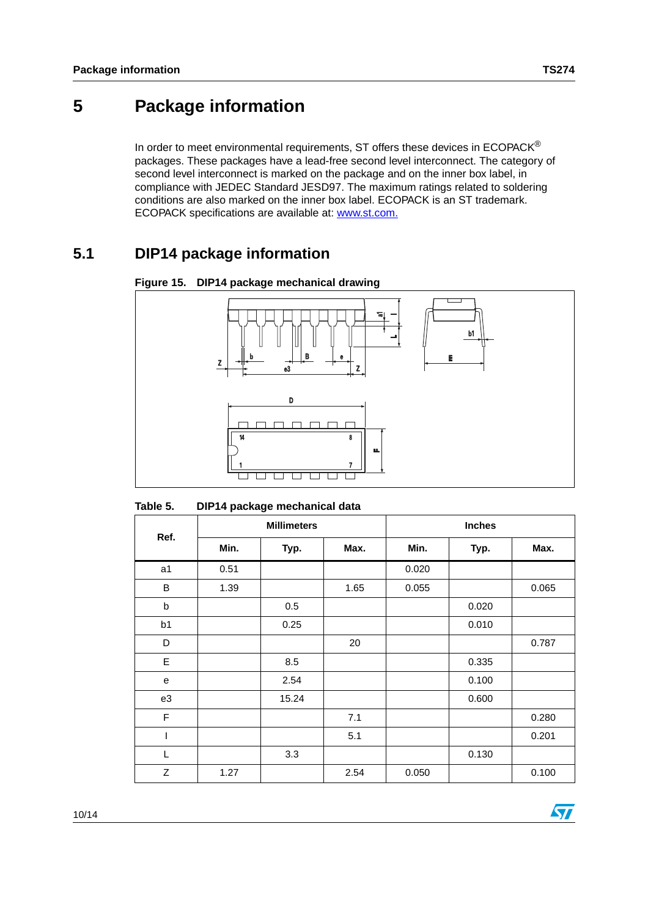# 5 Package information

In order to meet environmental requirements, ST offers these devices in ECOPACK® packages. These packages have a lead-free second level interconnect. The category of second level interconnect is marked on the package and on the inner box label, in compliance with JEDEC Standard JESD97. The maximum ratings related to soldering conditions are also marked on the inner box label. ECOPACK is an ST trademark. ECOPACK specifications are available at: www.st.com.

## 5.1 DIP14 package information

**Figure 15. DIP14 package mechanical drawing**

**Table 5. DIP14 package mechanical data**

| Ref. | Millimeters | | | Inches | | |
|---|---|---|---|---|---|---|
| | Min. | Typ. | Max. | Min. | Typ. | Max. |
| a1 | 0.51 | | | 0.020 | | |
| B | 1.39 | | 1.65 | 0.055 | | 0.065 |
| b | | 0.5 | | | 0.020 | |
| b1 | | 0.25 | | | 0.010 | |
| D | | | 20 | | | 0.787 |
| E | | 8.5 | | | 0.335 | |
| e | | 2.54 | | | 0.100 | |
| e3 | | 15.24 | | | 0.600 | |
| F | | | 7.1 | | | 0.280 |
| I | | | 5.1 | | | 0.201 |
| L | | 3.3 | | | 0.130 | |
| Z | 1.27 | | 2.54 | 0.050 | | 0.100 |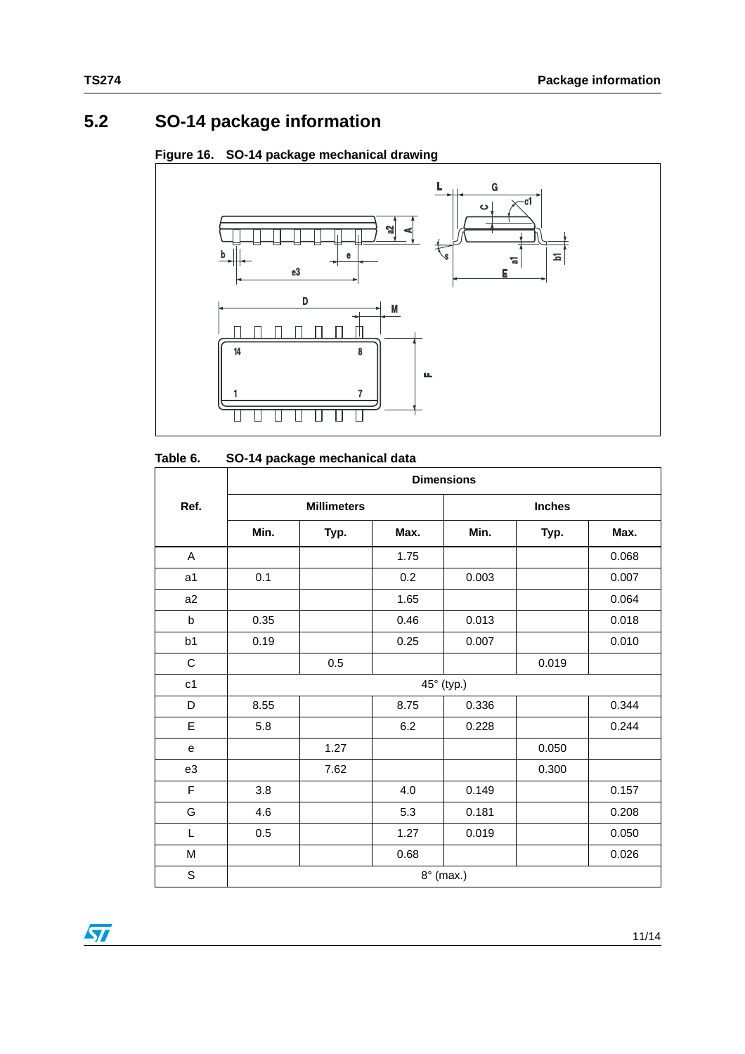## 5.2 SO-14 package information

**Figure 16. SO-14 package mechanical drawing**

**Table 6. SO-14 package mechanical data**

| Ref. | Dimensions | | | | | |
|---|---|---|---|---|---|---|
| | Millimeters | | | Inches | | |
| | Min. | Typ. | Max. | Min. | Typ. | Max. |
| A | | | 1.75 | | | 0.068 |
| a1 | 0.1 | | 0.2 | 0.003 | | 0.007 |
| a2 | | | 1.65 | | | 0.064 |
| b | 0.35 | | 0.46 | 0.013 | | 0.018 |
| b1 | 0.19 | | 0.25 | 0.007 | | 0.010 |
| C | | 0.5 | | | 0.019 | |
| c1 | 45° (typ.) | | | | | |
| D | 8.55 | | 8.75 | 0.336 | | 0.344 |
| E | 5.8 | | 6.2 | 0.228 | | 0.244 |
| e | | 1.27 | | | 0.050 | |
| e3 | | 7.62 | | | 0.300 | |
| F | 3.8 | | 4.0 | 0.149 | | 0.157 |
| G | 4.6 | | 5.3 | 0.181 | | 0.208 |
| L | 0.5 | | 1.27 | 0.019 | | 0.050 |
| M | | | 0.68 | | | 0.026 |
| S | 8° (max.) | | | | | |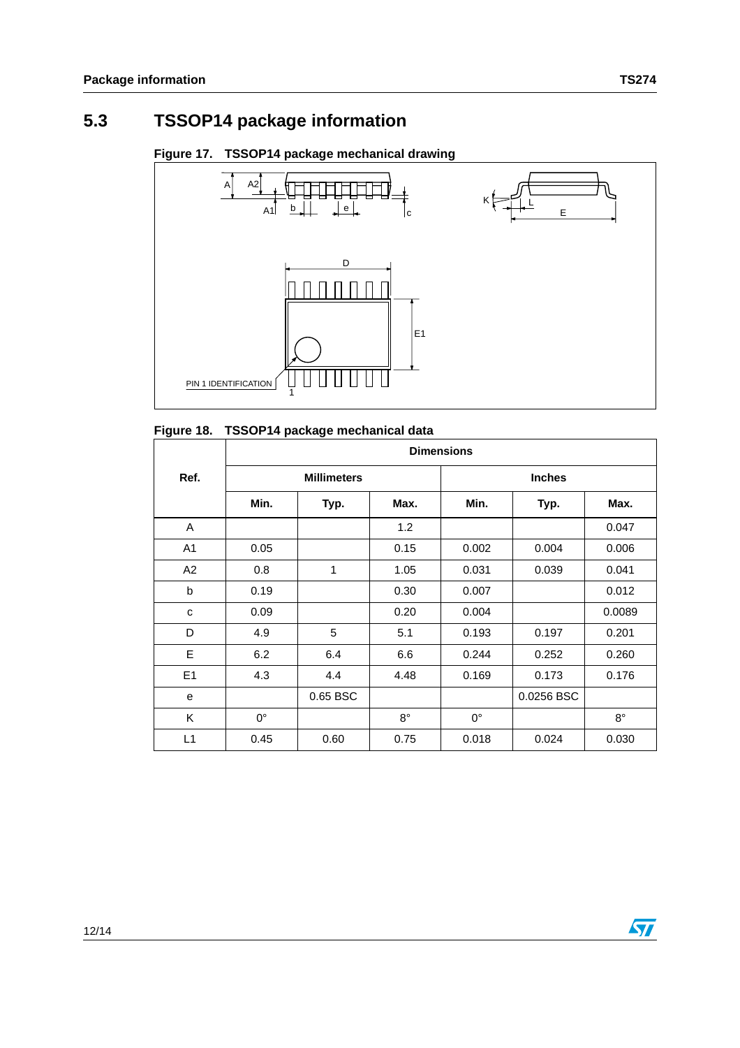## 5.3 TSSOP14 package information

**Figure 17. TSSOP14 package mechanical drawing**

**Figure 18. TSSOP14 package mechanical data**

| Ref. | Dimensions | | | | | |
|---|---|---|---|---|---|---|
| | Millimeters | | | Inches | | |
| | Min. | Typ. | Max. | Min. | Typ. | Max. |
| A | | | 1.2 | | | 0.047 |
| A1 | 0.05 | | 0.15 | 0.002 | 0.004 | 0.006 |
| A2 | 0.8 | 1 | 1.05 | 0.031 | 0.039 | 0.041 |
| b | 0.19 | | 0.30 | 0.007 | | 0.012 |
| c | 0.09 | | 0.20 | 0.004 | | 0.0089 |
| D | 4.9 | 5 | 5.1 | 0.193 | 0.197 | 0.201 |
| E | 6.2 | 6.4 | 6.6 | 0.244 | 0.252 | 0.260 |
| E1 | 4.3 | 4.4 | 4.48 | 0.169 | 0.173 | 0.176 |
| e | | 0.65 BSC | | | 0.0256 BSC | |
| K | 0° | | 8° | 0° | | 8° |
| L1 | 0.45 | 0.60 | 0.75 | 0.018 | 0.024 | 0.030 |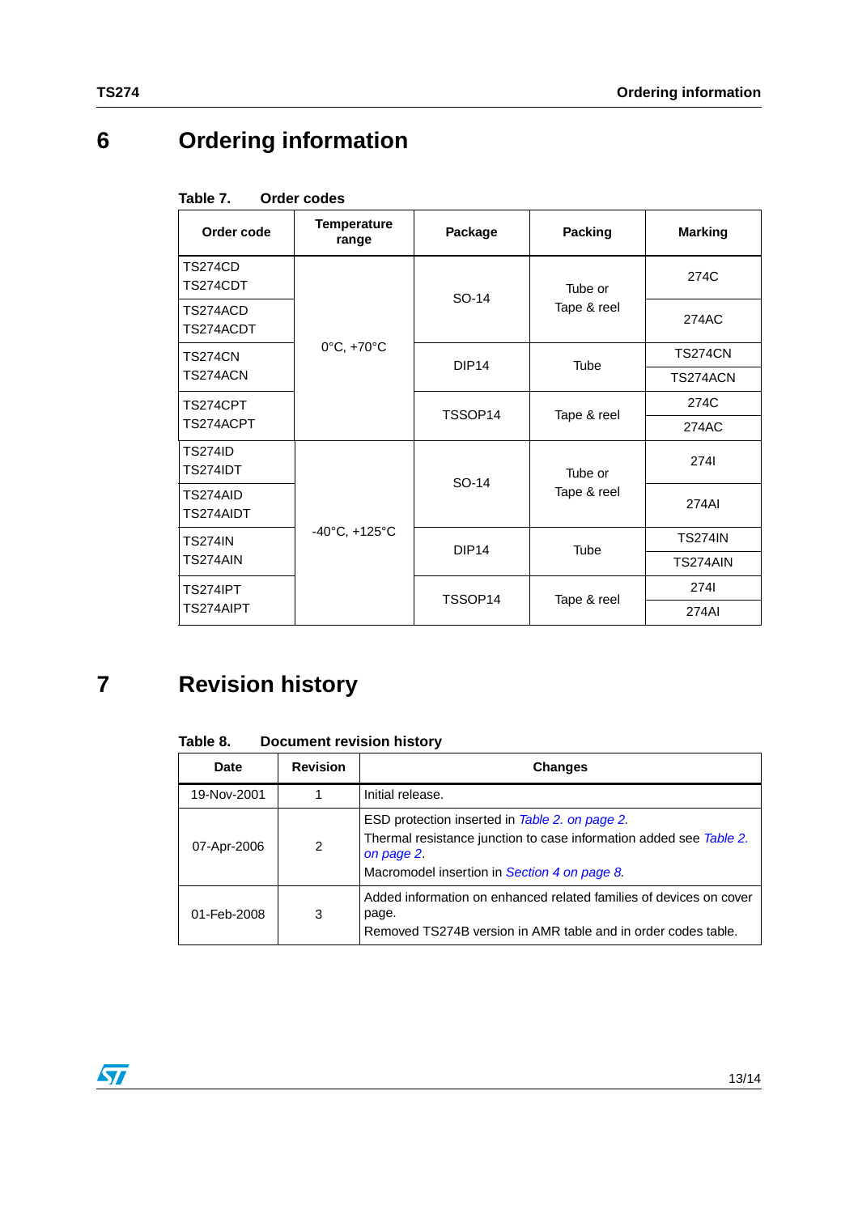# 6 Ordering information

**Table 7. Order codes**

| Order code | Temperature range | Package | Packing | Marking |
|---|---|---|---|---|
| TS274CD<br>TS274CDT | 0°C, +70°C | SO-14 | Tube or Tape & reel | 274C |
| TS274ACD<br>TS274ACDT | | | | 274AC |
| TS274CN<br>TS274ACN | | DIP14 | Tube | TS274CN<br>TS274ACN |
| TS274CPT<br>TS274ACPT | | TSSOP14 | Tape & reel | 274C<br>274AC |
| TS274ID<br>TS274IDT | -40°C, +125°C | SO-14 | Tube or Tape & reel | 274I |
| TS274AID<br>TS274AIDT | | | | 274AI |
| TS274IN<br>TS274AIN | | DIP14 | Tube | TS274IN<br>TS274AIN |
| TS274IPT<br>TS274AIPT | | TSSOP14 | Tape & reel | 274I<br>274AI |

# 7 Revision history

**Table 8. Document revision history**

| Date | Revision | Changes |
|---|---|---|
| 19-Nov-2001 | 1 | Initial release. |
| 07-Apr-2006 | 2 | ESD protection inserted in *Table 2. on page 2*.<br>Thermal resistance junction to case information added see *Table 2. on page 2*.<br>Macromodel insertion in *Section 4 on page 8*. |
| 01-Feb-2008 | 3 | Added information on enhanced related families of devices on cover page.<br>Removed TS274B version in AMR table and in order codes table. |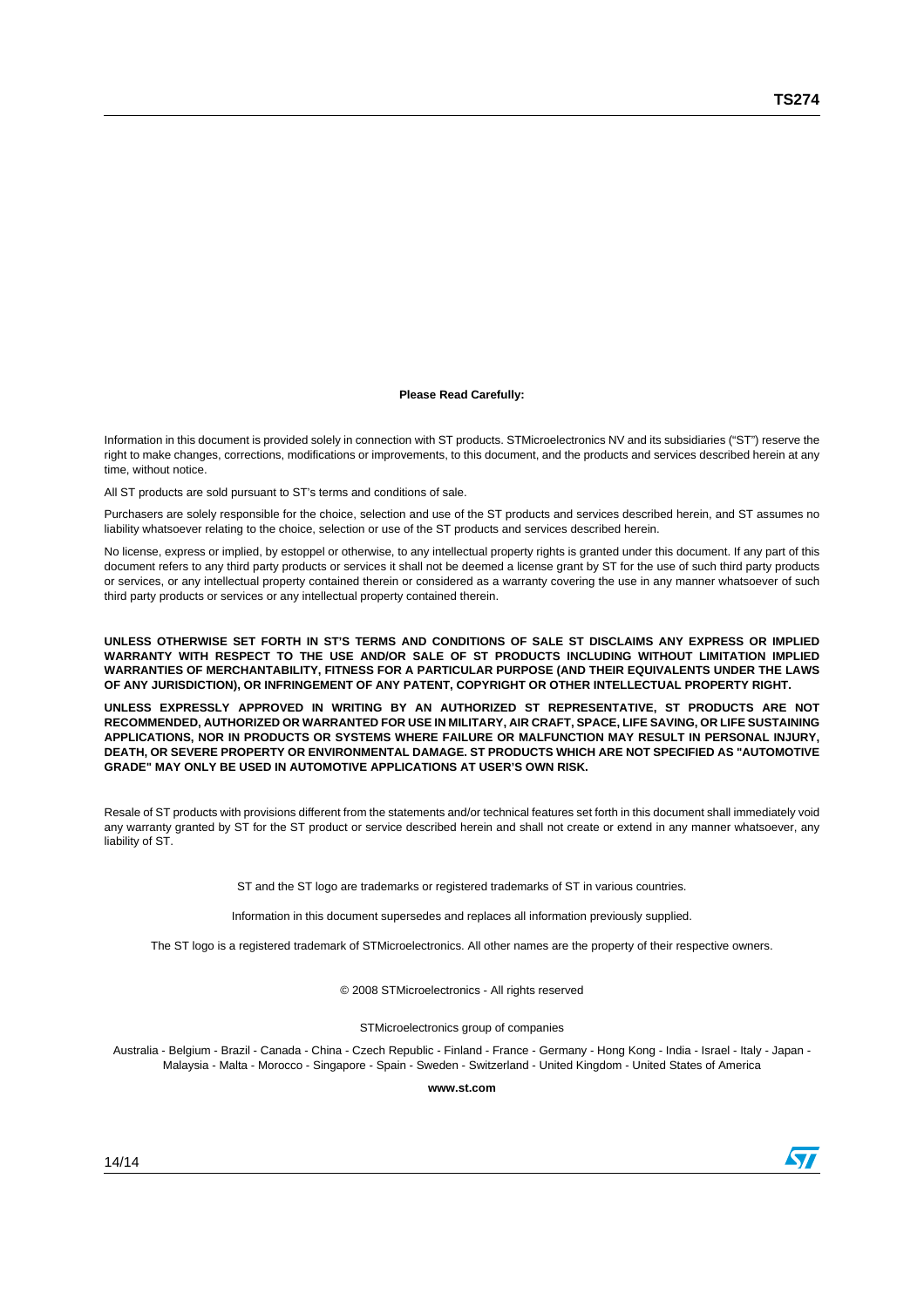**Please Read Carefully:**

Information in this document is provided solely in connection with ST products. STMicroelectronics NV and its subsidiaries ("ST") reserve the right to make changes, corrections, modifications or improvements, to this document, and the products and services described herein at any time, without notice.

All ST products are sold pursuant to ST's terms and conditions of sale.

Purchasers are solely responsible for the choice, selection and use of the ST products and services described herein, and ST assumes no liability whatsoever relating to the choice, selection or use of the ST products and services described herein.

No license, express or implied, by estoppel or otherwise, to any intellectual property rights is granted under this document. If any part of this document refers to any third party products or services it shall not be deemed a license grant by ST for the use of such third party products or services, or any intellectual property contained therein or considered as a warranty covering the use in any manner whatsoever of such third party products or services or any intellectual property contained therein.

**UNLESS OTHERWISE SET FORTH IN ST'S TERMS AND CONDITIONS OF SALE ST DISCLAIMS ANY EXPRESS OR IMPLIED WARRANTY WITH RESPECT TO THE USE AND/OR SALE OF ST PRODUCTS INCLUDING WITHOUT LIMITATION IMPLIED WARRANTIES OF MERCHANTABILITY, FITNESS FOR A PARTICULAR PURPOSE (AND THEIR EQUIVALENTS UNDER THE LAWS OF ANY JURISDICTION), OR INFRINGEMENT OF ANY PATENT, COPYRIGHT OR OTHER INTELLECTUAL PROPERTY RIGHT.**

**UNLESS EXPRESSLY APPROVED IN WRITING BY AN AUTHORIZED ST REPRESENTATIVE, ST PRODUCTS ARE NOT RECOMMENDED, AUTHORIZED OR WARRANTED FOR USE IN MILITARY, AIR CRAFT, SPACE, LIFE SAVING, OR LIFE SUSTAINING APPLICATIONS, NOR IN PRODUCTS OR SYSTEMS WHERE FAILURE OR MALFUNCTION MAY RESULT IN PERSONAL INJURY, DEATH, OR SEVERE PROPERTY OR ENVIRONMENTAL DAMAGE. ST PRODUCTS WHICH ARE NOT SPECIFIED AS "AUTOMOTIVE GRADE" MAY ONLY BE USED IN AUTOMOTIVE APPLICATIONS AT USER'S OWN RISK.**

Resale of ST products with provisions different from the statements and/or technical features set forth in this document shall immediately void any warranty granted by ST for the ST product or service described herein and shall not create or extend in any manner whatsoever, any liability of ST.

ST and the ST logo are trademarks or registered trademarks of ST in various countries.

Information in this document supersedes and replaces all information previously supplied.

The ST logo is a registered trademark of STMicroelectronics. All other names are the property of their respective owners.

© 2008 STMicroelectronics - All rights reserved

STMicroelectronics group of companies

Australia - Belgium - Brazil - Canada - China - Czech Republic - Finland - France - Germany - Hong Kong - India - Israel - Italy - Japan - Malaysia - Malta - Morocco - Singapore - Spain - Sweden - Switzerland - United Kingdom - United States of America

**www.st.com**